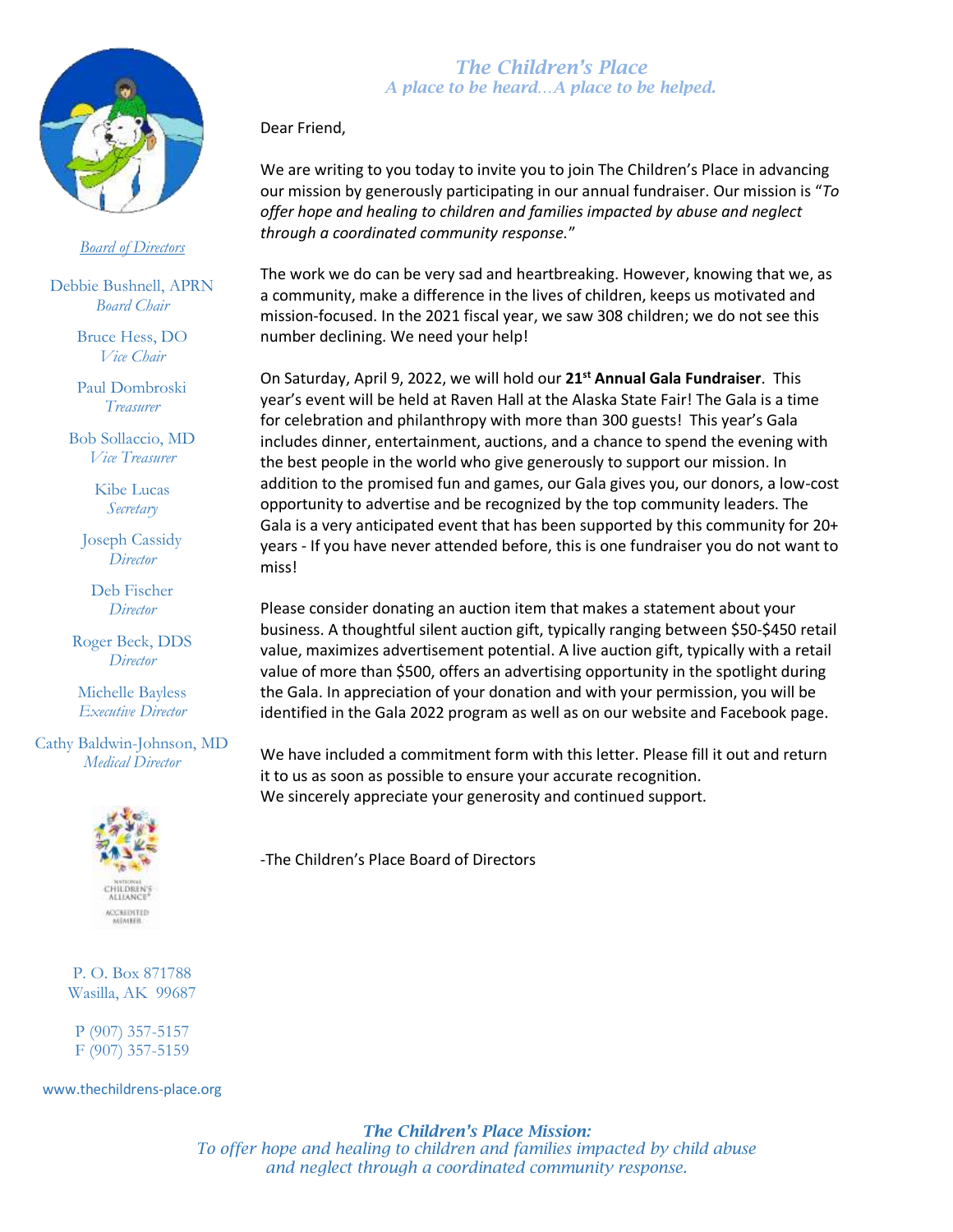# The Children's Place

*A place to be heard…A place to be helped.*

*Board of Directors*

Debbie Bushnell, APRN
*Board Chair*

Bruce Hess, DO
*Vice Chair*

Paul Dombroski
*Treasurer*

Bob Sollaccio, MD
*Vice Treasurer*

Kibe Lucas
*Secretary*

Joseph Cassidy
*Director*

Deb Fischer
*Director*

Roger Beck, DDS
*Director*

Michelle Bayless
*Executive Director*

Cathy Baldwin-Johnson, MD
*Medical Director*

NATIONAL CHILDREN'S ALLIANCE ACCREDITED MEMBER

P. O. Box 871788
Wasilla, AK 99687

P (907) 357-5157
F (907) 357-5159

www.thechildrens-place.org

Dear Friend,

We are writing to you today to invite you to join The Children's Place in advancing our mission by generously participating in our annual fundraiser. Our mission is "*To offer hope and healing to children and families impacted by abuse and neglect through a coordinated community response.*"

The work we do can be very sad and heartbreaking. However, knowing that we, as a community, make a difference in the lives of children, keeps us motivated and mission-focused. In the 2021 fiscal year, we saw 308 children; we do not see this number declining. We need your help!

On Saturday, April 9, 2022, we will hold our **21st Annual Gala Fundraiser**. This year's event will be held at Raven Hall at the Alaska State Fair! The Gala is a time for celebration and philanthropy with more than 300 guests! This year's Gala includes dinner, entertainment, auctions, and a chance to spend the evening with the best people in the world who give generously to support our mission. In addition to the promised fun and games, our Gala gives you, our donors, a low-cost opportunity to advertise and be recognized by the top community leaders. The Gala is a very anticipated event that has been supported by this community for 20+ years - If you have never attended before, this is one fundraiser you do not want to miss!

Please consider donating an auction item that makes a statement about your business. A thoughtful silent auction gift, typically ranging between $50-$450 retail value, maximizes advertisement potential. A live auction gift, typically with a retail value of more than $500, offers an advertising opportunity in the spotlight during the Gala. In appreciation of your donation and with your permission, you will be identified in the Gala 2022 program as well as on our website and Facebook page.

We have included a commitment form with this letter. Please fill it out and return it to us as soon as possible to ensure your accurate recognition.
We sincerely appreciate your generosity and continued support.

-The Children's Place Board of Directors

*The Children's Place Mission:*
*To offer hope and healing to children and families impacted by child abuse and neglect through a coordinated community response.*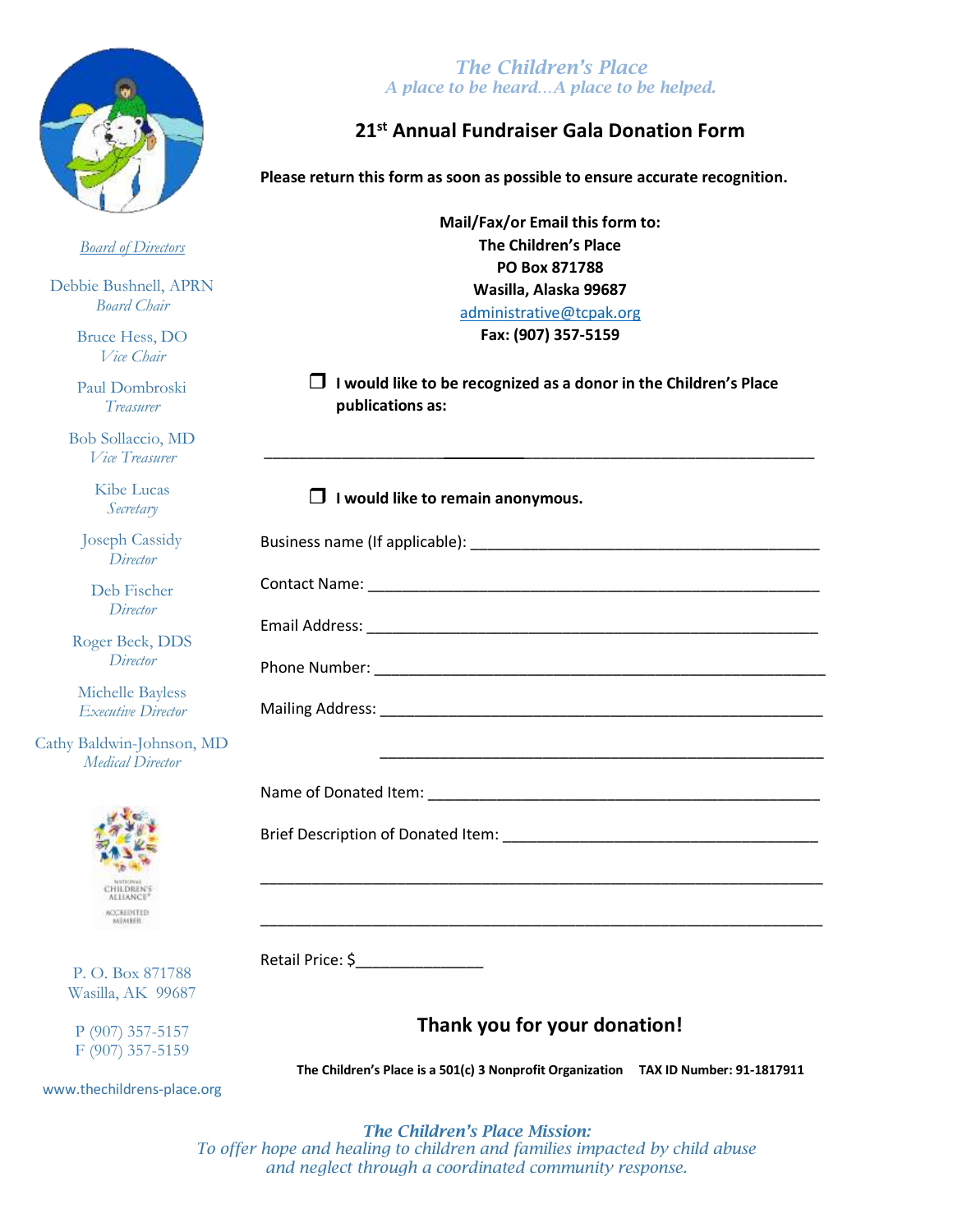*The Children's Place*
*A place to be heard…A place to be helped.*

## 21st Annual Fundraiser Gala Donation Form

**Please return this form as soon as possible to ensure accurate recognition.**

**Mail/Fax/or Email this form to:**
**The Children's Place**
**PO Box 871788**
**Wasilla, Alaska 99687**
administrative@tcpak.org
**Fax: (907) 357-5159**

❒ **I would like to be recognized as a donor in the Children's Place publications as:**

_______________________________________________________________

❒ **I would like to remain anonymous.**

Business name (If applicable): ________________________________________

Contact Name: ____________________________________________________

Email Address: ____________________________________________________

Phone Number: ____________________________________________________

Mailing Address: ___________________________________________________

_________________________________________________

Name of Donated Item: _____________________________________________

Brief Description of Donated Item: ____________________________________

_______________________________________________________________

_______________________________________________________________

Retail Price: $______________

**Thank you for your donation!**

**The Children's Place is a 501(c) 3 Nonprofit Organization TAX ID Number: 91-1817911**

*Board of Directors*

Debbie Bushnell, APRN
*Board Chair*

Bruce Hess, DO
*Vice Chair*

Paul Dombroski
*Treasurer*

Bob Sollaccio, MD
*Vice Treasurer*

Kibe Lucas
*Secretary*

Joseph Cassidy
*Director*

Deb Fischer
*Director*

Roger Beck, DDS
*Director*

Michelle Bayless
*Executive Director*

Cathy Baldwin-Johnson, MD
*Medical Director*

NATIONAL CHILDREN'S ALLIANCE
ACCREDITED MEMBER

P. O. Box 871788
Wasilla, AK 99687

P (907) 357-5157
F (907) 357-5159

www.thechildrens-place.org

*The Children's Place Mission:*
*To offer hope and healing to children and families impacted by child abuse and neglect through a coordinated community response.*